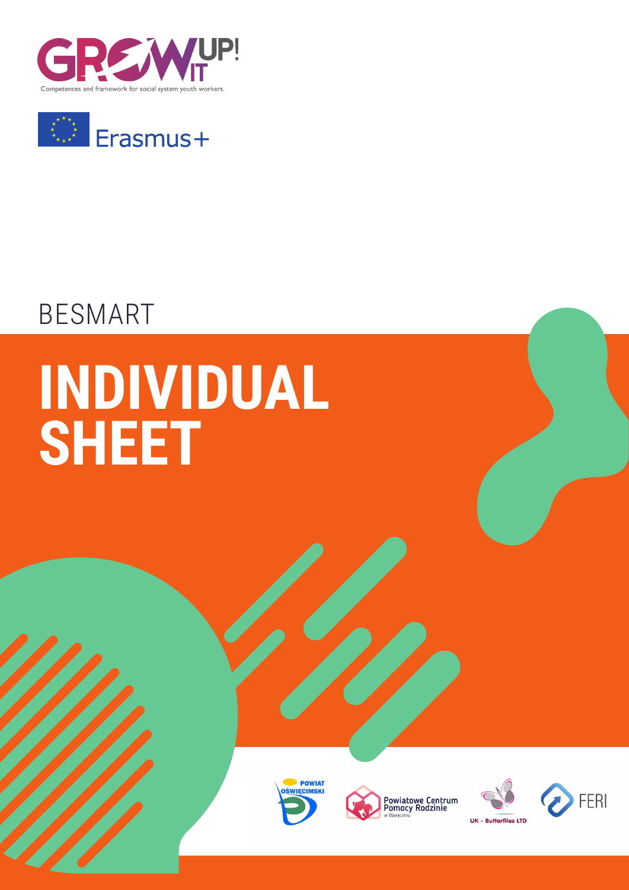GROW IT UP!

Competences and framework for social system youth workers.

Erasmus+

BESMART

# INDIVIDUAL SHEET

POWIAT OŚWIĘCIMSKI

Powiatowe Centrum Pomocy Rodzinie w Oświęcimiu

UK - Butterflies LTD

FERI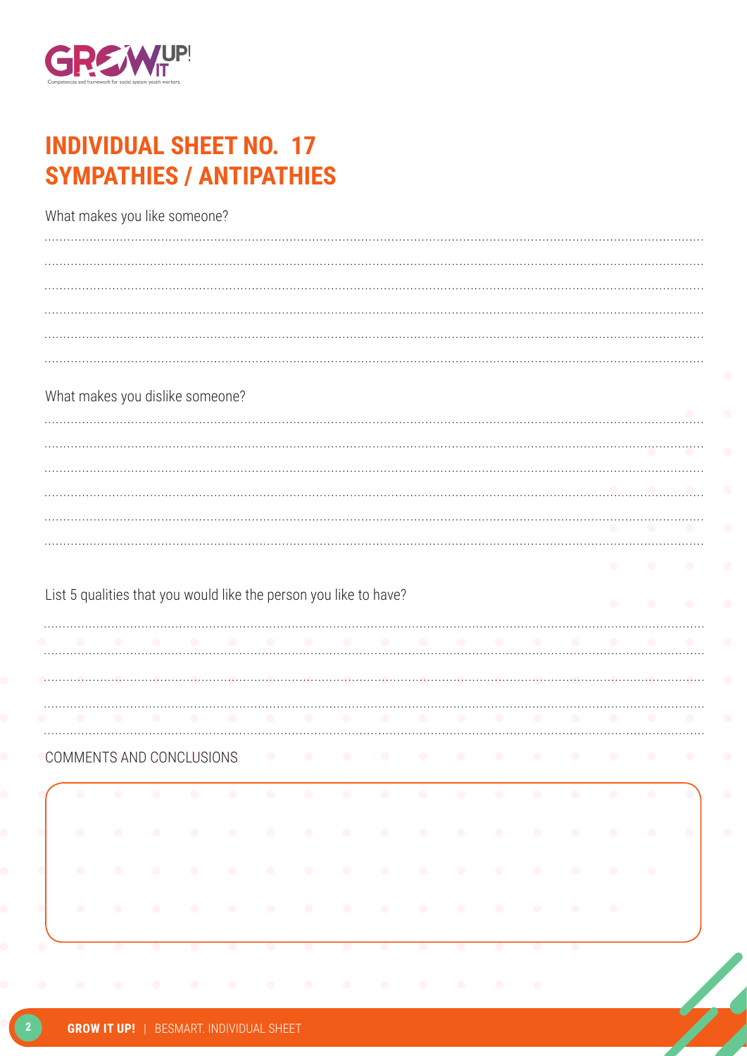# INDIVIDUAL SHEET NO. 17
# SYMPATHIES / ANTIPATHIES

What makes you like someone?

........................................................................................................................................................................................................

........................................................................................................................................................................................................

........................................................................................................................................................................................................

........................................................................................................................................................................................................

........................................................................................................................................................................................................

........................................................................................................................................................................................................

What makes you dislike someone?

........................................................................................................................................................................................................

........................................................................................................................................................................................................

........................................................................................................................................................................................................

........................................................................................................................................................................................................

........................................................................................................................................................................................................

........................................................................................................................................................................................................

List 5 qualities that you would like the person you like to have?

........................................................................................................................................................................................................

........................................................................................................................................................................................................

........................................................................................................................................................................................................

........................................................................................................................................................................................................

........................................................................................................................................................................................................

COMMENTS AND CONCLUSIONS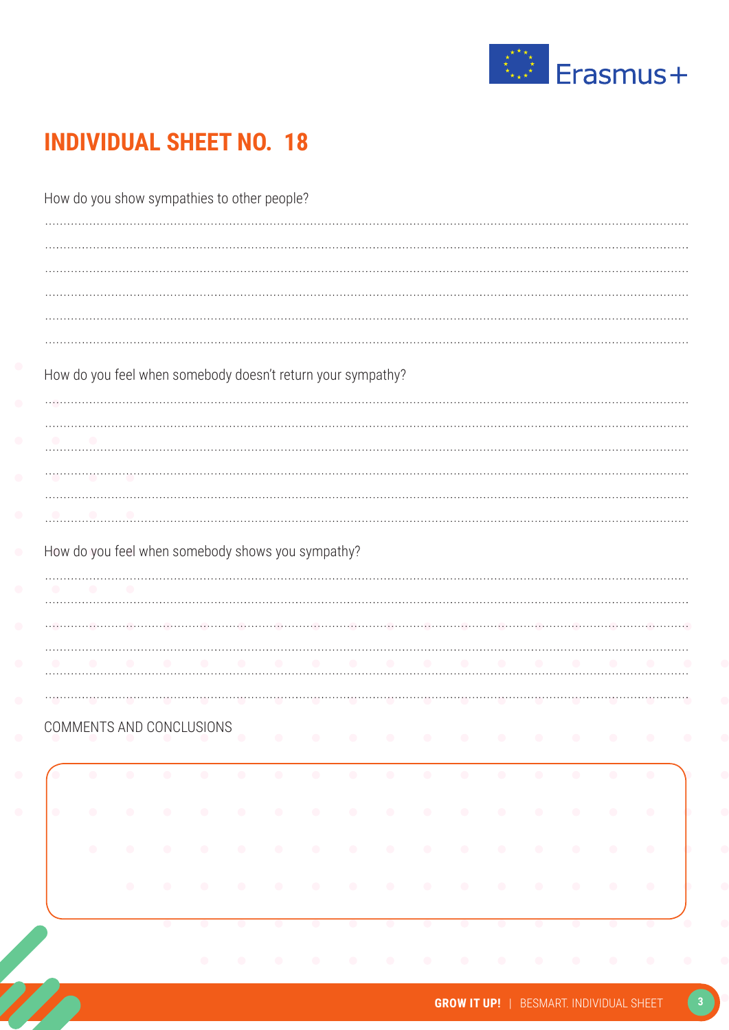# INDIVIDUAL SHEET NO. 18

How do you show sympathies to other people?

.....................................................................................................................................................................

.....................................................................................................................................................................

.....................................................................................................................................................................

.....................................................................................................................................................................

.....................................................................................................................................................................

.....................................................................................................................................................................

How do you feel when somebody doesn't return your sympathy?

.....................................................................................................................................................................

.....................................................................................................................................................................

.....................................................................................................................................................................

.....................................................................................................................................................................

.....................................................................................................................................................................

.....................................................................................................................................................................

How do you feel when somebody shows you sympathy?

.....................................................................................................................................................................

.....................................................................................................................................................................

.....................................................................................................................................................................

.....................................................................................................................................................................

.....................................................................................................................................................................

.....................................................................................................................................................................

COMMENTS AND CONCLUSIONS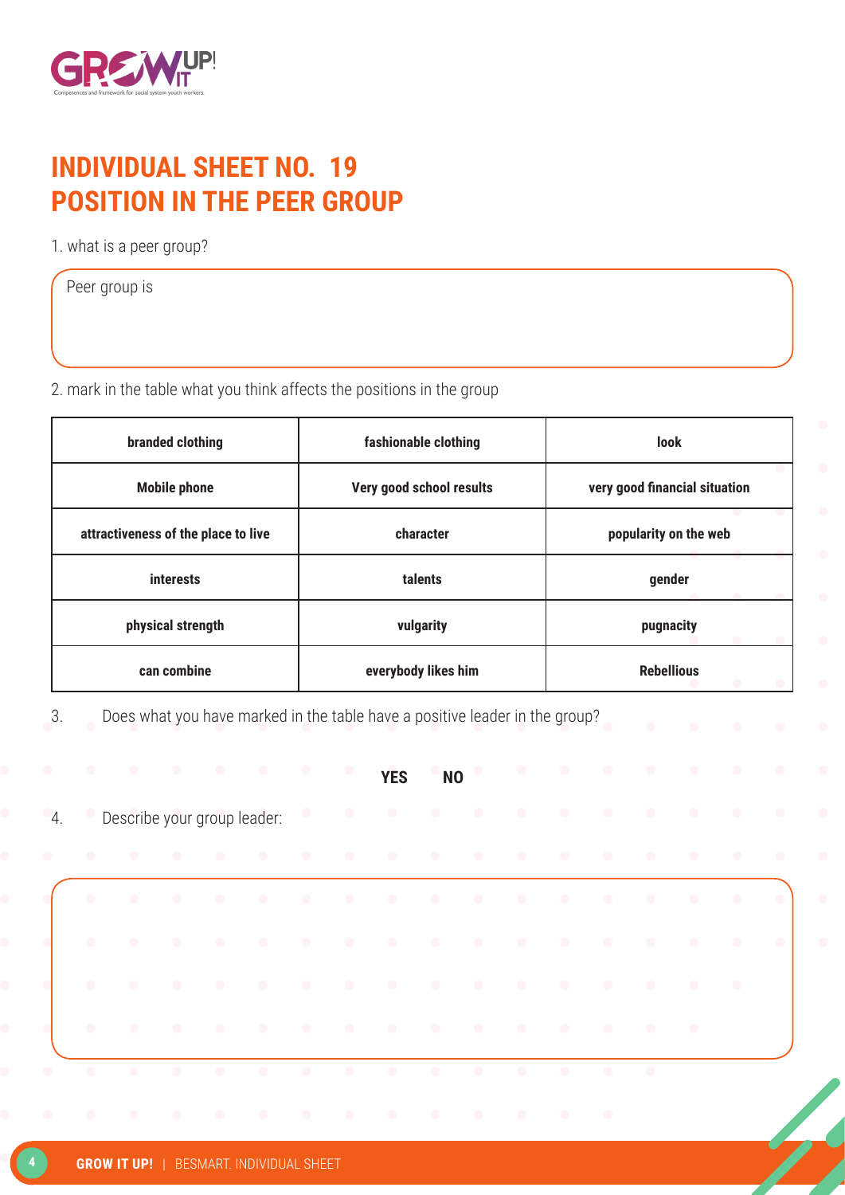# INDIVIDUAL SHEET NO. 19
# POSITION IN THE PEER GROUP

1. what is a peer group?

Peer group is

2. mark in the table what you think affects the positions in the group

| branded clothing | fashionable clothing | look |
|---|---|---|
| Mobile phone | Very good school results | very good financial situation |
| attractiveness of the place to live | character | popularity on the web |
| interests | talents | gender |
| physical strength | vulgarity | pugnacity |
| can combine | everybody likes him | Rebellious |

3. Does what you have marked in the table have a positive leader in the group?

**YES** **NO**

4. Describe your group leader: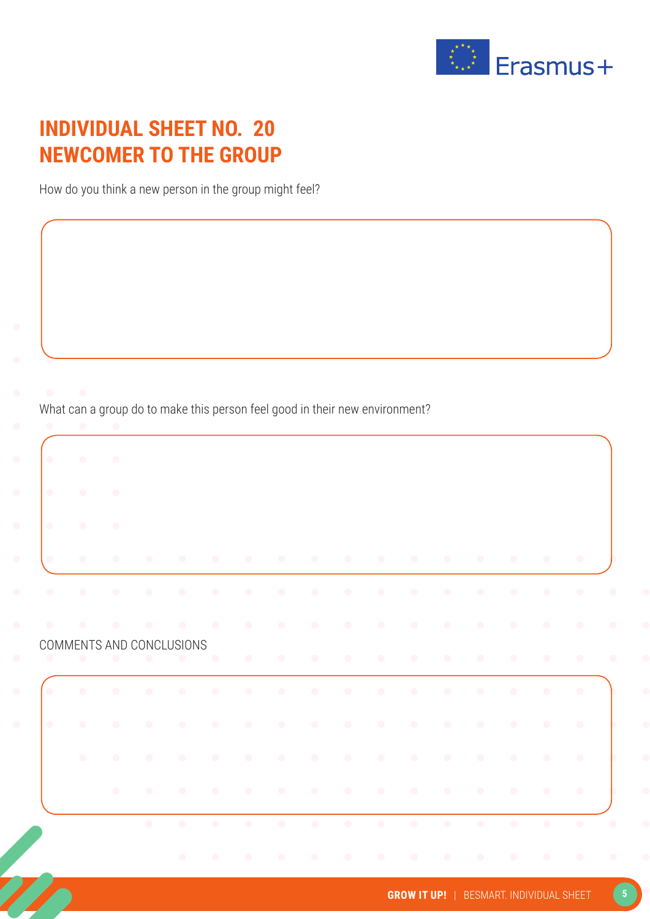# INDIVIDUAL SHEET NO. 20
# NEWCOMER TO THE GROUP

How do you think a new person in the group might feel?

What can a group do to make this person feel good in their new environment?

COMMENTS AND CONCLUSIONS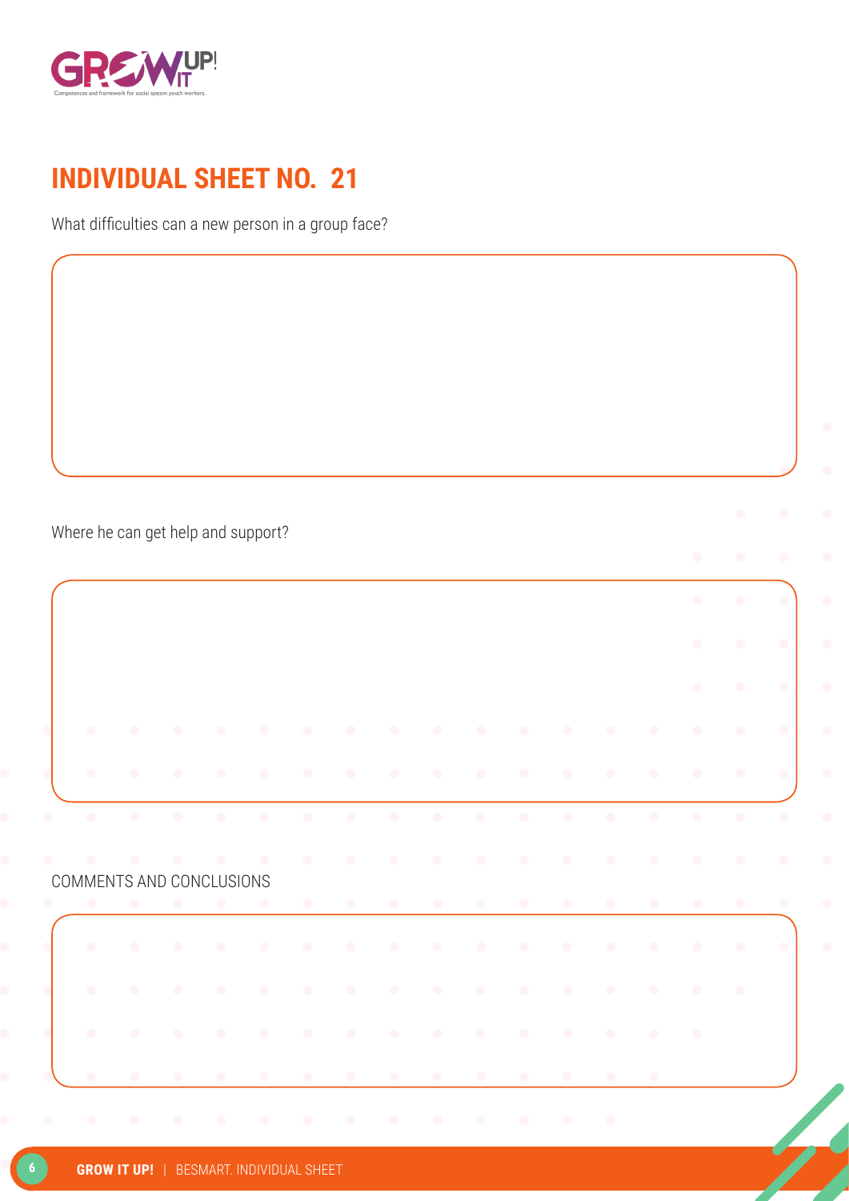# INDIVIDUAL SHEET NO. 21

What difficulties can a new person in a group face?

Where he can get help and support?

COMMENTS AND CONCLUSIONS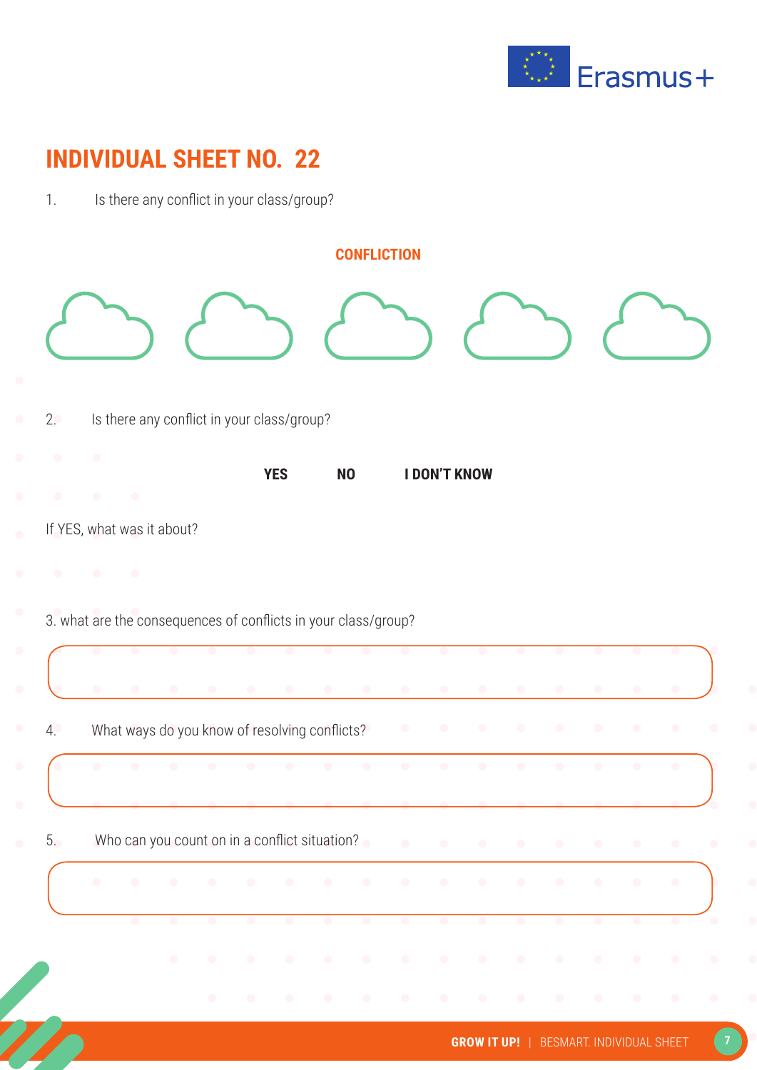# INDIVIDUAL SHEET NO. 22

1. Is there any conflict in your class/group?

**CONFLICTION**

2. Is there any conflict in your class/group?

**YES** **NO** **I DON'T KNOW**

If YES, what was it about?

3. what are the consequences of conflicts in your class/group?

4. What ways do you know of resolving conflicts?

5. Who can you count on in a conflict situation?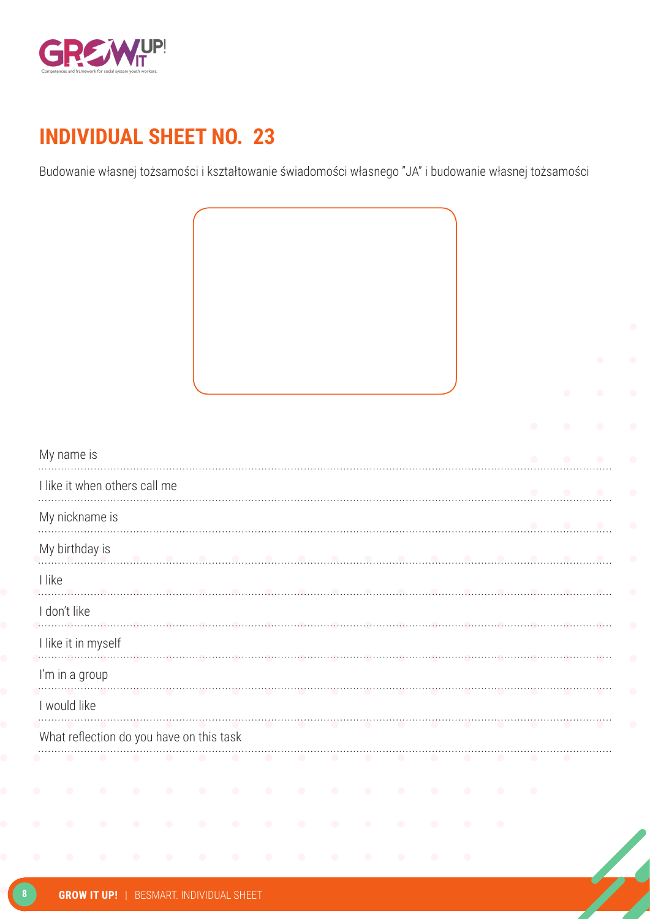# INDIVIDUAL SHEET NO. 23

Budowanie własnej tożsamości i kształtowanie świadomości własnego "JA" i budowanie własnej tożsamości

My name is ..............................................................................................................................................

I like it when others call me ..............................................................................................................................................

My nickname is ..............................................................................................................................................

My birthday is ..............................................................................................................................................

I like ..............................................................................................................................................

I don't like ..............................................................................................................................................

I like it in myself ..............................................................................................................................................

I'm in a group ..............................................................................................................................................

I would like ..............................................................................................................................................

What reflection do you have on this task ..............................................................................................................................................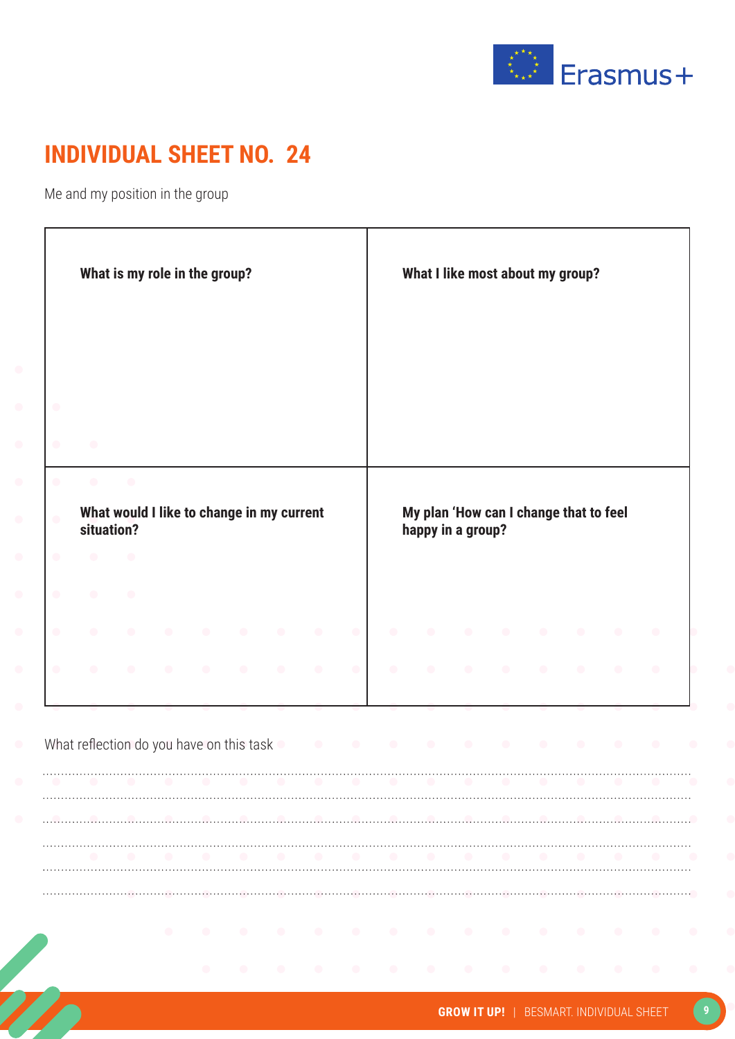# INDIVIDUAL SHEET NO. 24

Me and my position in the group

| **What is my role in the group?** | **What I like most about my group?** |
|---|---|
| **What would I like to change in my current situation?** | **My plan 'How can I change that to feel happy in a group?** |

What reflection do you have on this task

........................................................................................................................................................................................................

........................................................................................................................................................................................................

........................................................................................................................................................................................................

........................................................................................................................................................................................................

........................................................................................................................................................................................................

........................................................................................................................................................................................................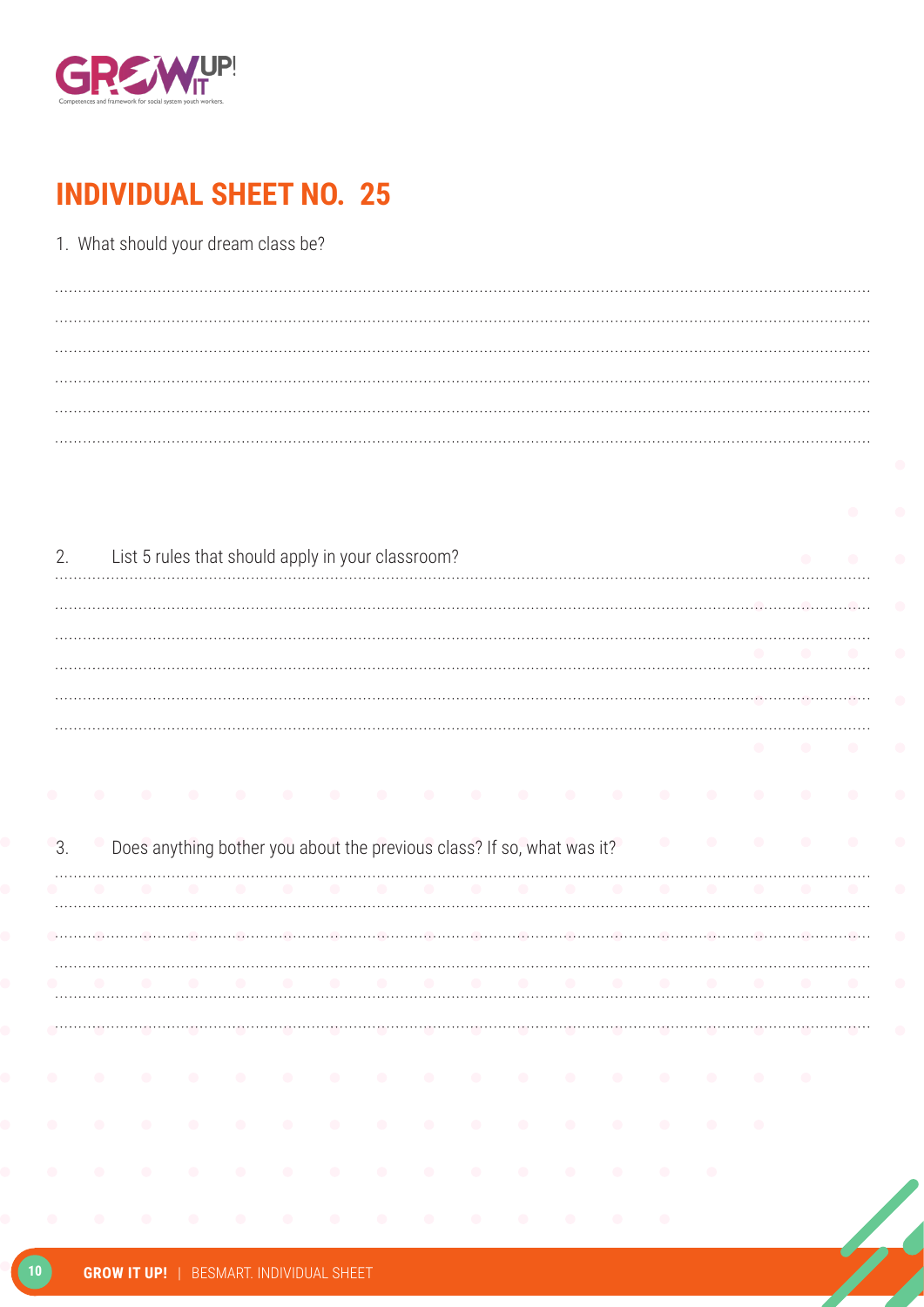# INDIVIDUAL SHEET NO. 25

1. What should your dream class be?

........................................................................................................................................................................................................

........................................................................................................................................................................................................

........................................................................................................................................................................................................

........................................................................................................................................................................................................

........................................................................................................................................................................................................

........................................................................................................................................................................................................

2. List 5 rules that should apply in your classroom?

........................................................................................................................................................................................................

........................................................................................................................................................................................................

........................................................................................................................................................................................................

........................................................................................................................................................................................................

........................................................................................................................................................................................................

........................................................................................................................................................................................................

3. Does anything bother you about the previous class? If so, what was it?

........................................................................................................................................................................................................

........................................................................................................................................................................................................

........................................................................................................................................................................................................

........................................................................................................................................................................................................

........................................................................................................................................................................................................

........................................................................................................................................................................................................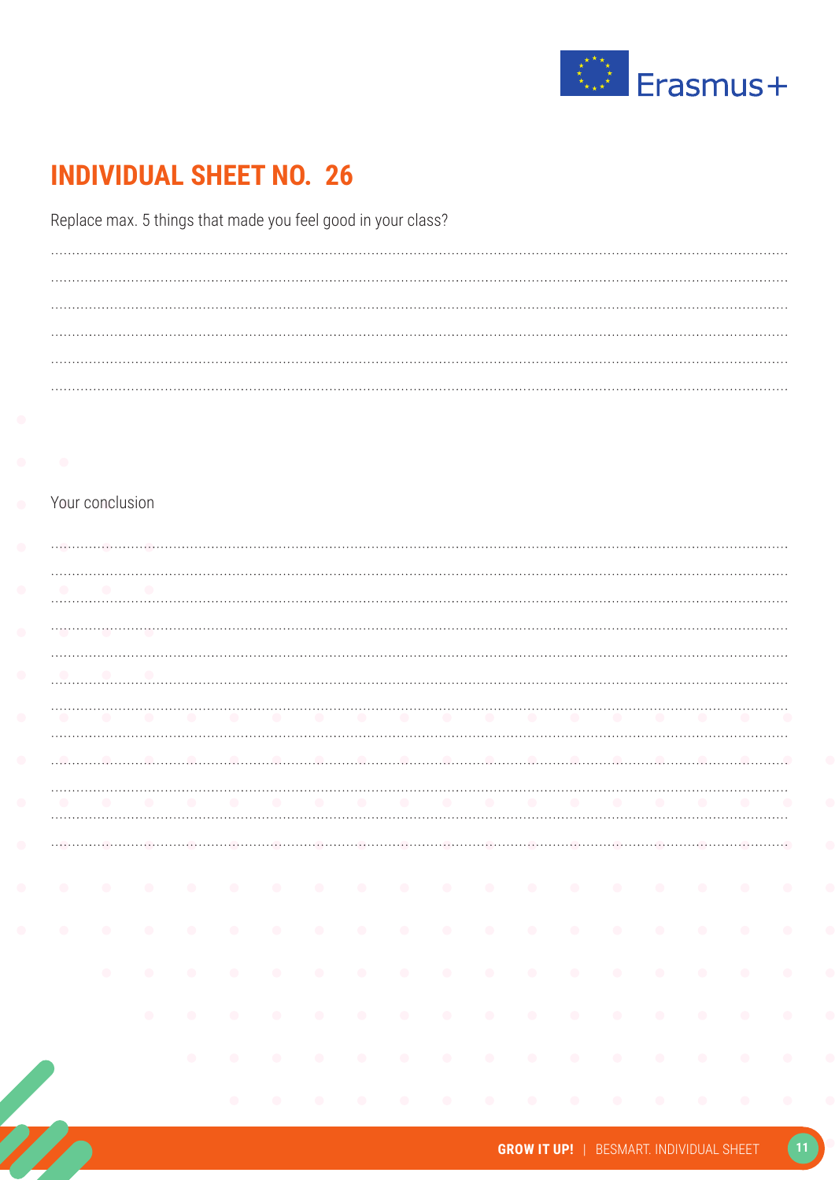# INDIVIDUAL SHEET NO. 26

Replace max. 5 things that made you feel good in your class?

.......................................................................................................................................................................................................

.......................................................................................................................................................................................................

.......................................................................................................................................................................................................

.......................................................................................................................................................................................................

.......................................................................................................................................................................................................

.......................................................................................................................................................................................................

Your conclusion

.......................................................................................................................................................................................................

.......................................................................................................................................................................................................

.......................................................................................................................................................................................................

.......................................................................................................................................................................................................

.......................................................................................................................................................................................................

.......................................................................................................................................................................................................

.......................................................................................................................................................................................................

.......................................................................................................................................................................................................

.......................................................................................................................................................................................................

.......................................................................................................................................................................................................

.......................................................................................................................................................................................................

.......................................................................................................................................................................................................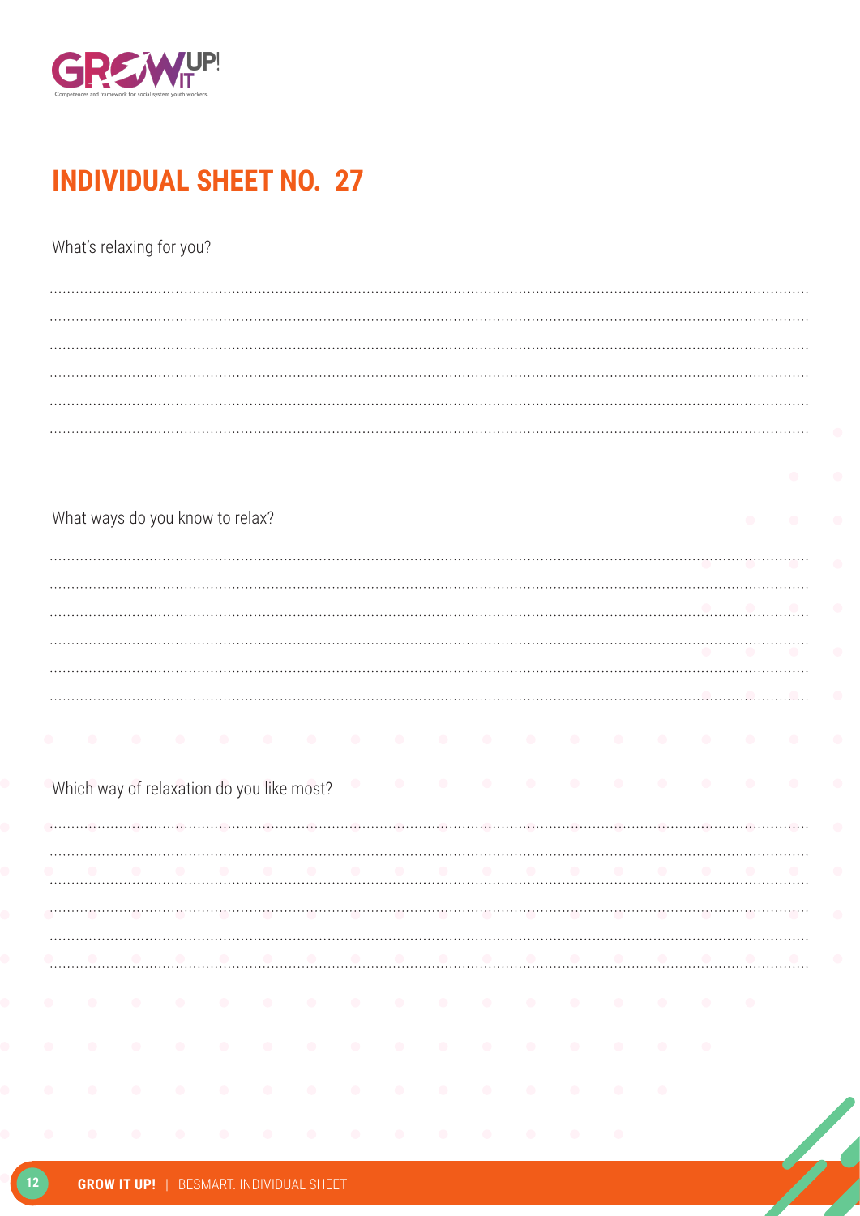# INDIVIDUAL SHEET NO. 27

What's relaxing for you?

.............................................................................................................................................................................

.............................................................................................................................................................................

.............................................................................................................................................................................

.............................................................................................................................................................................

.............................................................................................................................................................................

.............................................................................................................................................................................

What ways do you know to relax?

.............................................................................................................................................................................

.............................................................................................................................................................................

.............................................................................................................................................................................

.............................................................................................................................................................................

.............................................................................................................................................................................

.............................................................................................................................................................................

Which way of relaxation do you like most?

.............................................................................................................................................................................

.............................................................................................................................................................................

.............................................................................................................................................................................

.............................................................................................................................................................................

.............................................................................................................................................................................

.............................................................................................................................................................................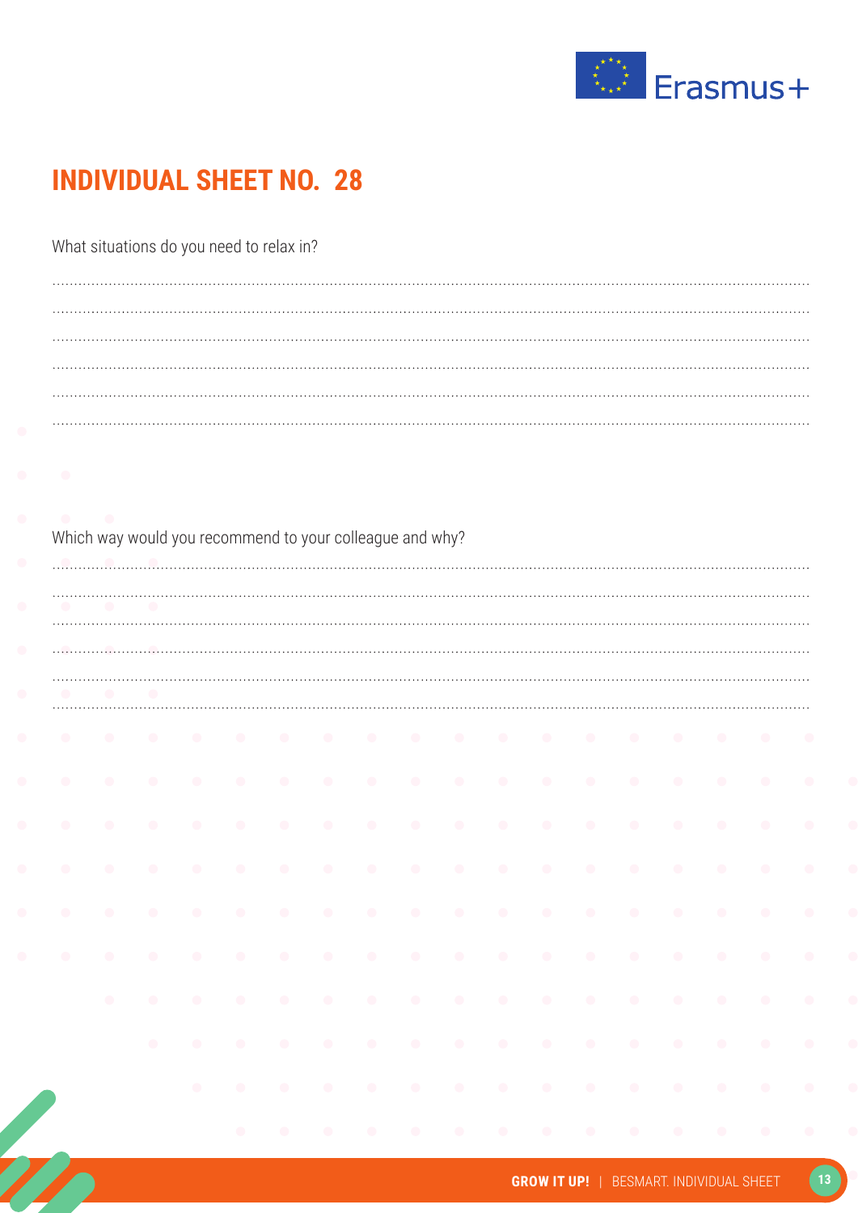# INDIVIDUAL SHEET NO. 28

What situations do you need to relax in?

..........................................................................................................................................................................................

..........................................................................................................................................................................................

..........................................................................................................................................................................................

..........................................................................................................................................................................................

..........................................................................................................................................................................................

..........................................................................................................................................................................................

Which way would you recommend to your colleague and why?

..........................................................................................................................................................................................

..........................................................................................................................................................................................

..........................................................................................................................................................................................

..........................................................................................................................................................................................

..........................................................................................................................................................................................

..........................................................................................................................................................................................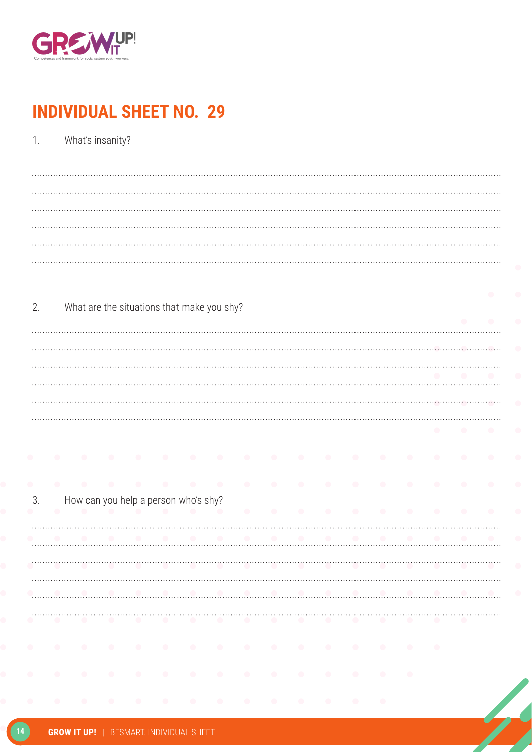# INDIVIDUAL SHEET NO. 29

1. What's insanity?

..................................................................................................................................................................

..................................................................................................................................................................

..................................................................................................................................................................

..................................................................................................................................................................

..................................................................................................................................................................

..................................................................................................................................................................

2. What are the situations that make you shy?

..................................................................................................................................................................

..................................................................................................................................................................

..................................................................................................................................................................

..................................................................................................................................................................

..................................................................................................................................................................

..................................................................................................................................................................

3. How can you help a person who's shy?

..................................................................................................................................................................

..................................................................................................................................................................

..................................................................................................................................................................

..................................................................................................................................................................

..................................................................................................................................................................

..................................................................................................................................................................